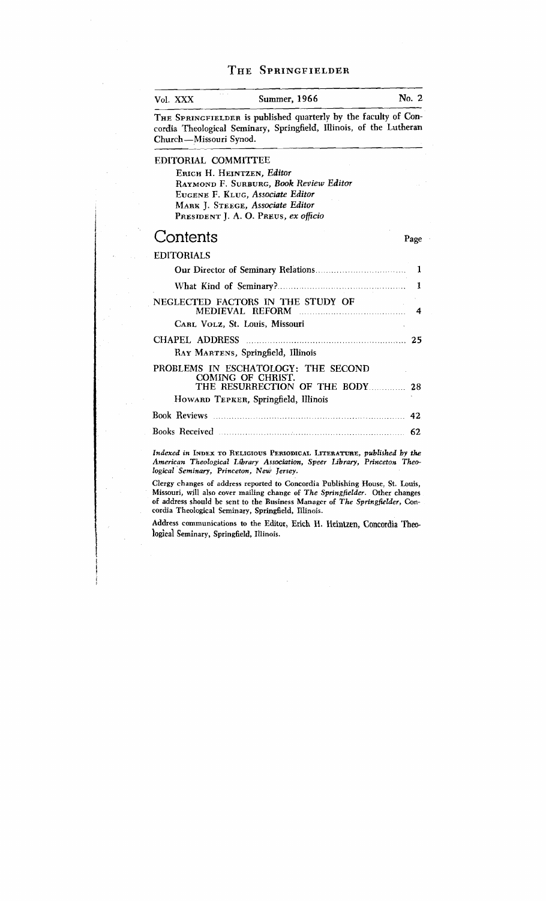# The Springfielder

| Vol. XXX | Summer, 1966 | No. 2 |
|---|---|---|

THE SPRINGFIELDER is published quarterly by the faculty of Concordia Theological Seminary, Springfield, Illinois, of the Lutheran Church—Missouri Synod.

## EDITORIAL COMMITTEE

ERICH H. HEINTZEN, *Editor*
RAYMOND F. SURBURG, *Book Review Editor*
EUGENE F. KLUG, *Associate Editor*
MARK J. STEEGE, *Associate Editor*
PRESIDENT J. A. O. PREUS, *ex officio*

# Contents

| | Page |
|---|---|
| **EDITORIALS** | |
| Our Director of Seminary Relations | 1 |
| What Kind of Seminary? | 1 |
| NEGLECTED FACTORS IN THE STUDY OF MEDIEVAL REFORM | 4 |
| CARL VOLZ, St. Louis, Missouri | |
| CHAPEL ADDRESS | 25 |
| RAY MARTENS, Springfield, Illinois | |
| PROBLEMS IN ESCHATOLOGY: THE SECOND COMING OF CHRIST. THE RESURRECTION OF THE BODY | 28 |
| HOWARD TEPKER, Springfield, Illinois | |
| Book Reviews | 42 |
| Books Received | 62 |

*Indexed in* INDEX TO RELIGIOUS PERIODICAL LITERATURE, *published by the American Theological Library Association, Speer Library, Princeton Theological Seminary, Princeton, New Jersey.*

Clergy changes of address reported to Concordia Publishing House, St. Louis, Missouri, will also cover mailing change of *The Springfielder*. Other changes of address should be sent to the Business Manager of *The Springfielder*, Concordia Theological Seminary, Springfield, Illinois.

Address communications to the Editor, Erich H. Heintzen, Concordia Theological Seminary, Springfield, Illinois.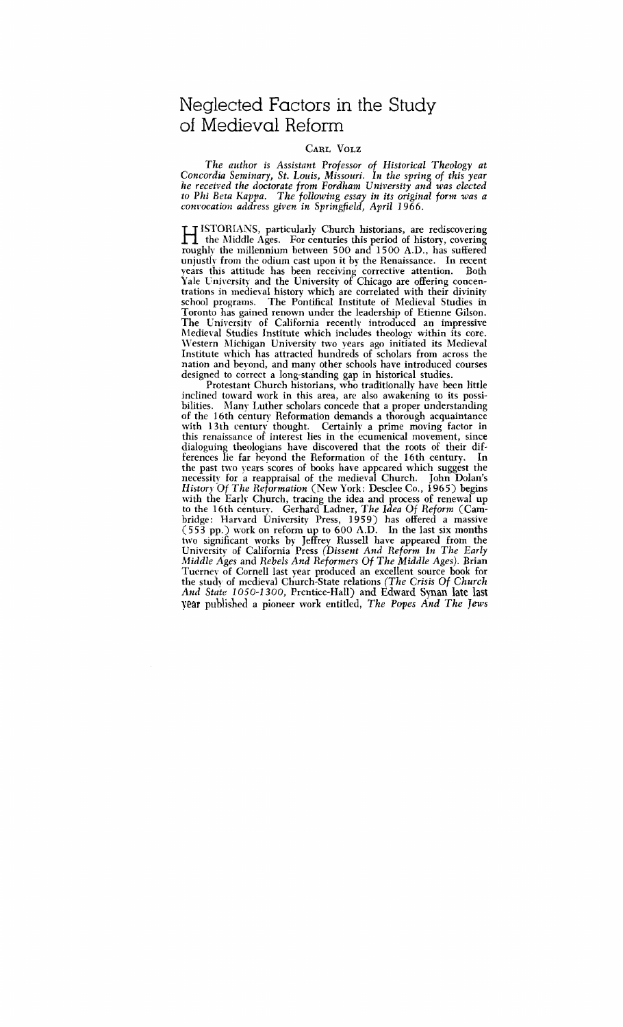# Neglected Factors in the Study of Medieval Reform

CARL VOLZ

*The author is Assistant Professor of Historical Theology at Concordia Seminary, St. Louis, Missouri. In the spring of this year he received the doctorate from Fordham University and was elected to Phi Beta Kappa. The following essay in its original form was a convocation address given in Springfield, April 1966.*

HISTORIANS, particularly Church historians, are rediscovering the Middle Ages. For centuries this period of history, covering roughly the millennium between 500 and 1500 A.D., has suffered unjustly from the odium cast upon it by the Renaissance. In recent years this attitude has been receiving corrective attention. Both Yale University and the University of Chicago are offering concentrations in medieval history which are correlated with their divinity school programs. The Pontifical Institute of Medieval Studies in Toronto has gained renown under the leadership of Etienne Gilson. The University of California recently introduced an impressive Medieval Studies Institute which includes theology within its core. Western Michigan University two years ago initiated its Medieval Institute which has attracted hundreds of scholars from across the nation and beyond, and many other schools have introduced courses designed to correct a long-standing gap in historical studies.

Protestant Church historians, who traditionally have been little inclined toward work in this area, are also awakening to its possibilities. Many Luther scholars concede that a proper understanding of the 16th century Reformation demands a thorough acquaintance with 13th century thought. Certainly a prime moving factor in this renaissance of interest lies in the ecumenical movement, since dialoguing theologians have discovered that the roots of their differences lie far beyond the Reformation of the 16th century. In the past two years scores of books have appeared which suggest the necessity for a reappraisal of the medieval Church. John Dolan's *History Of The Reformation* (New York: Desclee Co., 1965) begins with the Early Church, tracing the idea and process of renewal up to the 16th century. Gerhard Ladner, *The Idea Of Reform* (Cambridge: Harvard University Press, 1959) has offered a massive (553 pp.) work on reform up to 600 A.D. In the last six months two significant works by Jeffrey Russell have appeared from the University of California Press (*Dissent And Reform In The Early Middle Ages* and *Rebels And Reformers Of The Middle Ages*). Brian Tuerney of Cornell last year produced an excellent source book for the study of medieval Church-State relations (*The Crisis Of Church And State 1050-1300*, Prentice-Hall) and Edward Synan late last year published a pioneer work entitled, *The Popes And The Jews*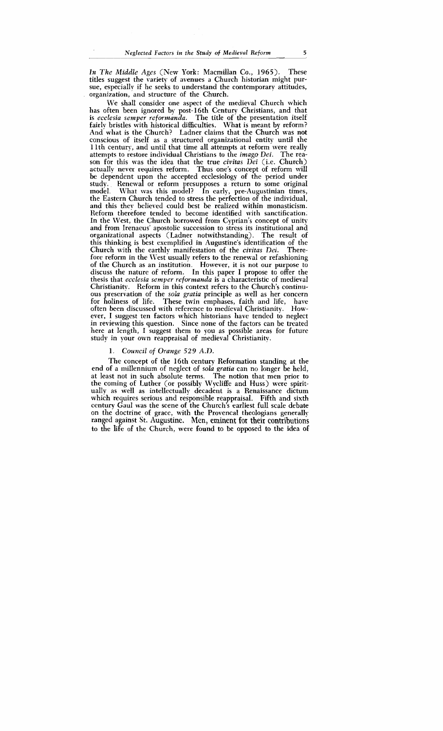*In The Middle Ages* (New York: Macmillan Co., 1965). These titles suggest the variety of avenues a Church historian might pursue, especially if he seeks to understand the contemporary attitudes, organization, and structure of the Church.

We shall consider one aspect of the medieval Church which has often been ignored by post-16th Century Christians, and that is *ecclesia semper reformanda.* The title of the presentation itself fairly bristles with historical difficulties. What is meant by reform? And what is the Church? Ladner claims that the Church was not conscious of itself as a structured organizational entity until the 11th century, and until that time all attempts at reform were really attempts to restore individual Christians to the *imago Dei.* The reason for this was the idea that the true *civitas Dei* (i.e. Church) actually never requires reform. Thus one's concept of reform will be dependent upon the accepted ecclesiology of the period under study. Renewal or reform presupposes a return to some original model. What was this model? In early, pre-Augustinian times, the Eastern Church tended to stress the perfection of the individual, and this they believed could best be realized within monasticism. Reform therefore tended to become identified with sanctification. In the West, the Church borrowed from Cyprian's concept of unity and from Irenaeus' apostolic succession to stress its institutional and organizational aspects (Ladner notwithstanding). The result of this thinking is best exemplified in Augustine's identification of the Church with the earthly manifestation of the *civitas Dei.* Therefore reform in the West usually refers to the renewal or refashioning of the Church as an institution. However, it is not our purpose to discuss the nature of reform. In this paper I propose to offer the thesis that *ecclesia semper reformanda* is a characteristic of medieval Christianity. Reform in this context refers to the Church's continuous preservation of the *sola gratia* principle as well as her concern for holiness of life. These twin emphases, faith and life, have often been discussed with reference to medieval Christianity. However, I suggest ten factors which historians have tended to neglect in reviewing this question. Since none of the factors can be treated here at length, I suggest them to you as possible areas for future study in your own reappraisal of medieval Christianity.

### 1. *Council of Orange 529 A.D.*

The concept of the 16th century Reformation standing at the end of a millennium of neglect of *sola gratia* can no longer be held, at least not in such absolute terms. The notion that men prior to the coming of Luther (or possibly Wycliffe and Huss) were spiritually as well as intellectually decadent is a Renaissance dictum which requires serious and responsible reappraisal. Fifth and sixth century Gaul was the scene of the Church's earliest full scale debate on the doctrine of grace, with the Provencal theologians generally ranged against St. Augustine. Men, eminent for their contributions to the life of the Church, were found to be opposed to the idea of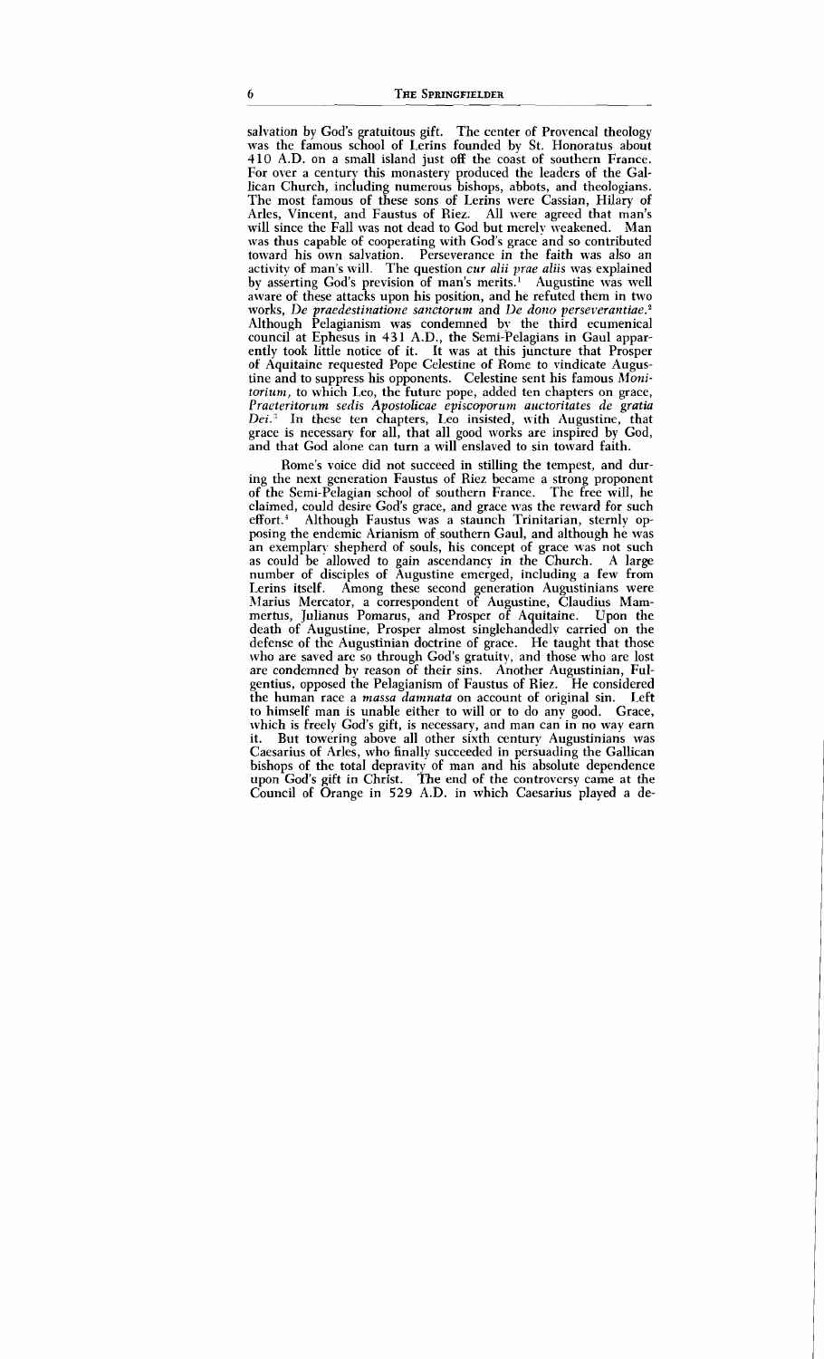salvation by God's gratuitous gift. The center of Provencal theology was the famous school of Lerins founded by St. Honoratus about 410 A.D. on a small island just off the coast of southern France. For over a century this monastery produced the leaders of the Gallican Church, including numerous bishops, abbots, and theologians. The most famous of these sons of Lerins were Cassian, Hilary of Arles, Vincent, and Faustus of Riez. All were agreed that man's will since the Fall was not dead to God but merely weakened. Man was thus capable of cooperating with God's grace and so contributed toward his own salvation. Perseverance in the faith was also an activity of man's will. The question *cur alii prae aliis* was explained by asserting God's prevision of man's merits.[1] Augustine was well aware of these attacks upon his position, and he refuted them in two works, *De praedestinatione sanctorum* and *De dono perseverantiae.*[2] Although Pelagianism was condemned by the third ecumenical council at Ephesus in 431 A.D., the Semi-Pelagians in Gaul apparently took little notice of it. It was at this juncture that Prosper of Aquitaine requested Pope Celestine of Rome to vindicate Augustine and to suppress his opponents. Celestine sent his famous *Monitorium,* to which Leo, the future pope, added ten chapters on grace, *Praeteritorum sedis Apostolicae episcoporum auctoritates de gratia Dei.*[3] In these ten chapters, Leo insisted, with Augustine, that grace is necessary for all, that all good works are inspired by God, and that God alone can turn a will enslaved to sin toward faith.

Rome's voice did not succeed in stilling the tempest, and during the next generation Faustus of Riez became a strong proponent of the Semi-Pelagian school of southern France. The free will, he claimed, could desire God's grace, and grace was the reward for such effort.[4] Although Faustus was a staunch Trinitarian, sternly opposing the endemic Arianism of southern Gaul, and although he was an exemplary shepherd of souls, his concept of grace was not such as could be allowed to gain ascendancy in the Church. A large number of disciples of Augustine emerged, including a few from Lerins itself. Among these second generation Augustinians were Marius Mercator, a correspondent of Augustine, Claudius Mammertus, Julianus Pomarus, and Prosper of Aquitaine. Upon the death of Augustine, Prosper almost singlehandedly carried on the defense of the Augustinian doctrine of grace. He taught that those who are saved are so through God's gratuity, and those who are lost are condemned by reason of their sins. Another Augustinian, Fulgentius, opposed the Pelagianism of Faustus of Riez. He considered the human race a *massa damnata* on account of original sin. Left to himself man is unable either to will or to do any good. Grace, which is freely God's gift, is necessary, and man can in no way earn it. But towering above all other sixth century Augustinians was Caesarius of Arles, who finally succeeded in persuading the Gallican bishops of the total depravity of man and his absolute dependence upon God's gift in Christ. The end of the controversy came at the Council of Orange in 529 A.D. in which Caesarius played a de-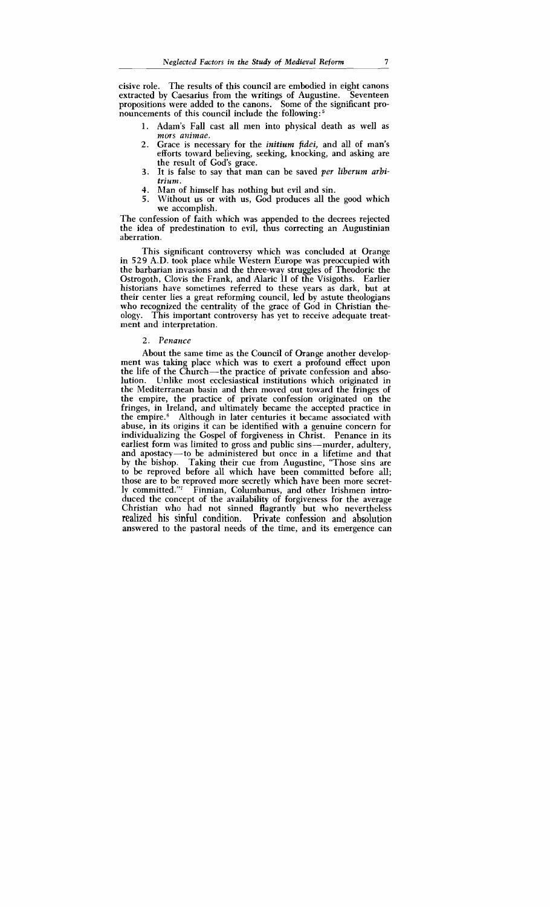cisive role. The results of this council are embodied in eight canons extracted by Caesarius from the writings of Augustine. Seventeen propositions were added to the canons. Some of the significant pronouncements of this council include the following:[5]

1. Adam's Fall cast all men into physical death as well as *mors animae*.
2. Grace is necessary for the *initium fidei*, and all of man's efforts toward believing, seeking, knocking, and asking are the result of God's grace.
3. It is false to say that man can be saved *per liberum arbitrium*.
4. Man of himself has nothing but evil and sin.
5. Without us or with us, God produces all the good which we accomplish.

The confession of faith which was appended to the decrees rejected the idea of predestination to evil, thus correcting an Augustinian aberration.

This significant controversy which was concluded at Orange in 529 A.D. took place while Western Europe was preoccupied with the barbarian invasions and the three-way struggles of Theodoric the Ostrogoth, Clovis the Frank, and Alaric II of the Visigoths. Earlier historians have sometimes referred to these years as dark, but at their center lies a great reforming council, led by astute theologians who recognized the centrality of the grace of God in Christian theology. This important controversy has yet to receive adequate treatment and interpretation.

### 2. *Penance*

About the same time as the Council of Orange another development was taking place which was to exert a profound effect upon the life of the Church—the practice of private confession and absolution. Unlike most ecclesiastical institutions which originated in the Mediterranean basin and then moved out toward the fringes of the empire, the practice of private confession originated on the fringes, in Ireland, and ultimately became the accepted practice in the empire.[6] Although in later centuries it became associated with abuse, in its origins it can be identified with a genuine concern for individualizing the Gospel of forgiveness in Christ. Penance in its earliest form was limited to gross and public sins—murder, adultery, and apostacy—to be administered but once in a lifetime and that by the bishop. Taking their cue from Augustine, "Those sins are to be reproved before all which have been committed before all; those are to be reproved more secretly which have been more secretly committed."[7] Finnian, Columbanus, and other Irishmen introduced the concept of the availability of forgiveness for the average Christian who had not sinned flagrantly but who nevertheless realized his sinful condition. Private confession and absolution answered to the pastoral needs of the time, and its emergence can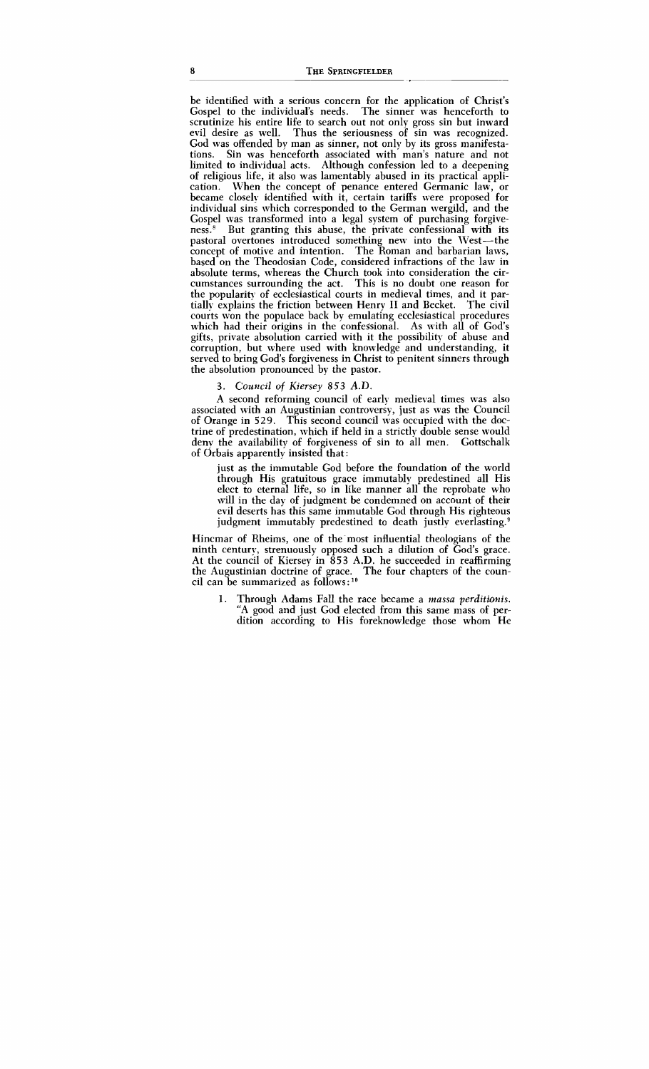be identified with a serious concern for the application of Christ's Gospel to the individual's needs. The sinner was henceforth to scrutinize his entire life to search out not only gross sin but inward evil desire as well. Thus the seriousness of sin was recognized. God was offended by man as sinner, not only by its gross manifestations. Sin was henceforth associated with man's nature and not limited to individual acts. Although confession led to a deepening of religious life, it also was lamentably abused in its practical application. When the concept of penance entered Germanic law, or became closely identified with it, certain tariffs were proposed for individual sins which corresponded to the German wergild, and the Gospel was transformed into a legal system of purchasing forgiveness.[8] But granting this abuse, the private confessional with its pastoral overtones introduced something new into the West—the concept of motive and intention. The Roman and barbarian laws, based on the Theodosian Code, considered infractions of the law in absolute terms, whereas the Church took into consideration the circumstances surrounding the act. This is no doubt one reason for the popularity of ecclesiastical courts in medieval times, and it partially explains the friction between Henry II and Becket. The civil courts won the populace back by emulating ecclesiastical procedures which had their origins in the confessional. As with all of God's gifts, private absolution carried with it the possibility of abuse and corruption, but where used with knowledge and understanding, it served to bring God's forgiveness in Christ to penitent sinners through the absolution pronounced by the pastor.

### 3. *Council of Kiersey 853 A.D.*

A second reforming council of early medieval times was also associated with an Augustinian controversy, just as was the Council of Orange in 529. This second council was occupied with the doctrine of predestination, which if held in a strictly double sense would deny the availability of forgiveness of sin to all men. Gottschalk of Orbais apparently insisted that:

> just as the immutable God before the foundation of the world through His gratuitous grace immutably predestined all His elect to eternal life, so in like manner all the reprobate who will in the day of judgment be condemned on account of their evil deserts has this same immutable God through His righteous judgment immutably predestined to death justly everlasting.[9]

Hincmar of Rheims, one of the most influential theologians of the ninth century, strenuously opposed such a dilution of God's grace. At the council of Kiersey in 853 A.D. he succeeded in reaffirming the Augustinian doctrine of grace. The four chapters of the council can be summarized as follows:[10]

1. Through Adams Fall the race became a *massa perditionis*. "A good and just God elected from this same mass of perdition according to His foreknowledge those whom He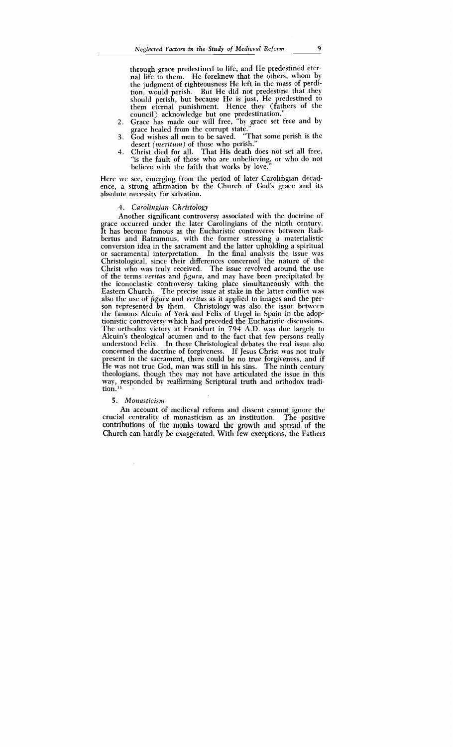through grace predestined to life, and He predestined eternal life to them. He foreknew that the others, whom by the judgment of righteousness He left in the mass of perdition, would perish. But He did not predestine that they should perish, but because He is just, He predestined to them eternal punishment. Hence they (fathers of the council) acknowledge but one predestination."

2. Grace has made our will free, "by grace set free and by grace healed from the corrupt state."
3. God wishes all men to be saved. "That some perish is the desert (*meritum*) of those who perish."
4. Christ died for all. That His death does not set all free, "is the fault of those who are unbelieving, or who do not believe with the faith that works by love."

Here we see, emerging from the period of later Carolingian decadence, a strong affirmation by the Church of God's grace and its absolute necessity for salvation.

### 4. *Carolingian Christology*

Another significant controversy associated with the doctrine of grace occurred under the later Carolingians of the ninth century. It has become famous as the Eucharistic controversy between Radbertus and Ratramnus, with the former stressing a materialistic conversion idea in the sacrament and the latter upholding a spiritual or sacramental interpretation. In the final analysis the issue was Christological, since their differences concerned the nature of the Christ who was truly received. The issue revolved around the use of the terms *veritas* and *figura*, and may have been precipitated by the iconoclastic controversy taking place simultaneously with the Eastern Church. The precise issue at stake in the latter conflict was also the use of *figura* and *veritas* as it applied to images and the person represented by them. Christology was also the issue between the famous Alcuin of York and Felix of Urgel in Spain in the adoptionistic controversy which had preceded the Eucharistic discussions. The orthodox victory at Frankfurt in 794 A.D. was due largely to Alcuin's theological acumen and to the fact that few persons really understood Felix. In these Christological debates the real issue also concerned the doctrine of forgiveness. If Jesus Christ was not truly present in the sacrament, there could be no true forgiveness, and if He was not true God, man was still in his sins. The ninth century theologians, though they may not have articulated the issue in this way, responded by reaffirming Scriptural truth and orthodox tradition.[11]

### 5. *Monasticism*

An account of medieval reform and dissent cannot ignore the crucial centrality of monasticism as an institution. The positive contributions of the monks toward the growth and spread of the Church can hardly be exaggerated. With few exceptions, the Fathers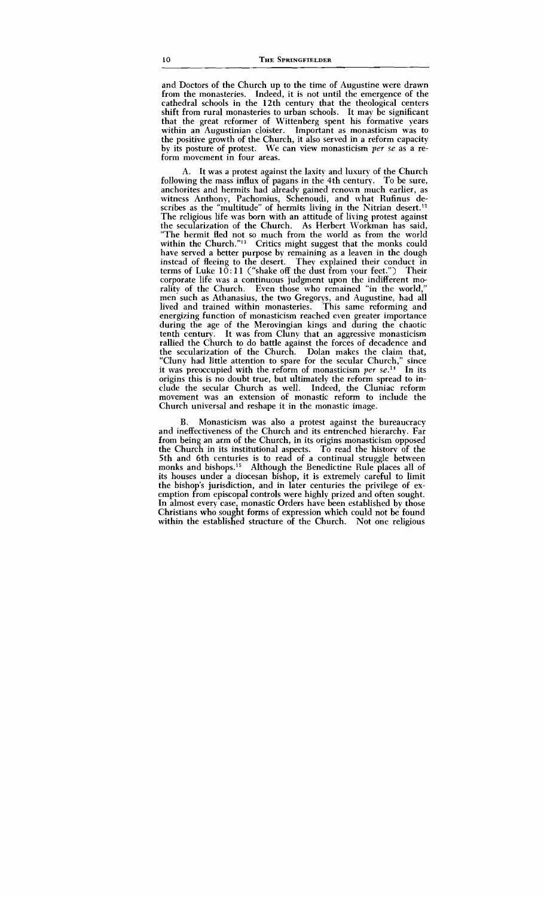and Doctors of the Church up to the time of Augustine were drawn from the monasteries. Indeed, it is not until the emergence of the cathedral schools in the 12th century that the theological centers shift from rural monasteries to urban schools. It may be significant that the great reformer of Wittenberg spent his formative years within an Augustinian cloister. Important as monasticism was to the positive growth of the Church, it also served in a reform capacity by its posture of protest. We can view monasticism *per se* as a reform movement in four areas.

A. It was a protest against the laxity and luxury of the Church following the mass influx of pagans in the 4th century. To be sure, anchorites and hermits had already gained renown much earlier, as witness Anthony, Pachomius, Schenoudi, and what Rufinus describes as the "multitude" of hermits living in the Nitrian desert.[12] The religious life was born with an attitude of living protest against the secularization of the Church. As Herbert Workman has said, "The hermit fled not so much from the world as from the world within the Church."[13] Critics might suggest that the monks could have served a better purpose by remaining as a leaven in the dough instead of fleeing to the desert. They explained their conduct in terms of Luke 10:11 ("shake off the dust from your feet.") Their corporate life was a continuous judgment upon the indifferent morality of the Church. Even those who remained "in the world," men such as Athanasius, the two Gregorys, and Augustine, had all lived and trained within monasteries. This same reforming and energizing function of monasticism reached even greater importance during the age of the Merovingian kings and during the chaotic tenth century. It was from Cluny that an aggressive monasticism rallied the Church to do battle against the forces of decadence and the secularization of the Church. Dolan makes the claim that, "Cluny had little attention to spare for the secular Church," since it was preoccupied with the reform of monasticism *per se*.[14] In its origins this is no doubt true, but ultimately the reform spread to include the secular Church as well. Indeed, the Cluniac reform movement was an extension of monastic reform to include the Church universal and reshape it in the monastic image.

B. Monasticism was also a protest against the bureaucracy and ineffectiveness of the Church and its entrenched hierarchy. Far from being an arm of the Church, in its origins monasticism opposed the Church in its institutional aspects. To read the history of the 5th and 6th centuries is to read of a continual struggle between monks and bishops.[15] Although the Benedictine Rule places all of its houses under a diocesan bishop, it is extremely careful to limit the bishop's jurisdiction, and in later centuries the privilege of exemption from episcopal controls were highly prized and often sought. In almost every case, monastic Orders have been established by those Christians who sought forms of expression which could not be found within the established structure of the Church. Not one religious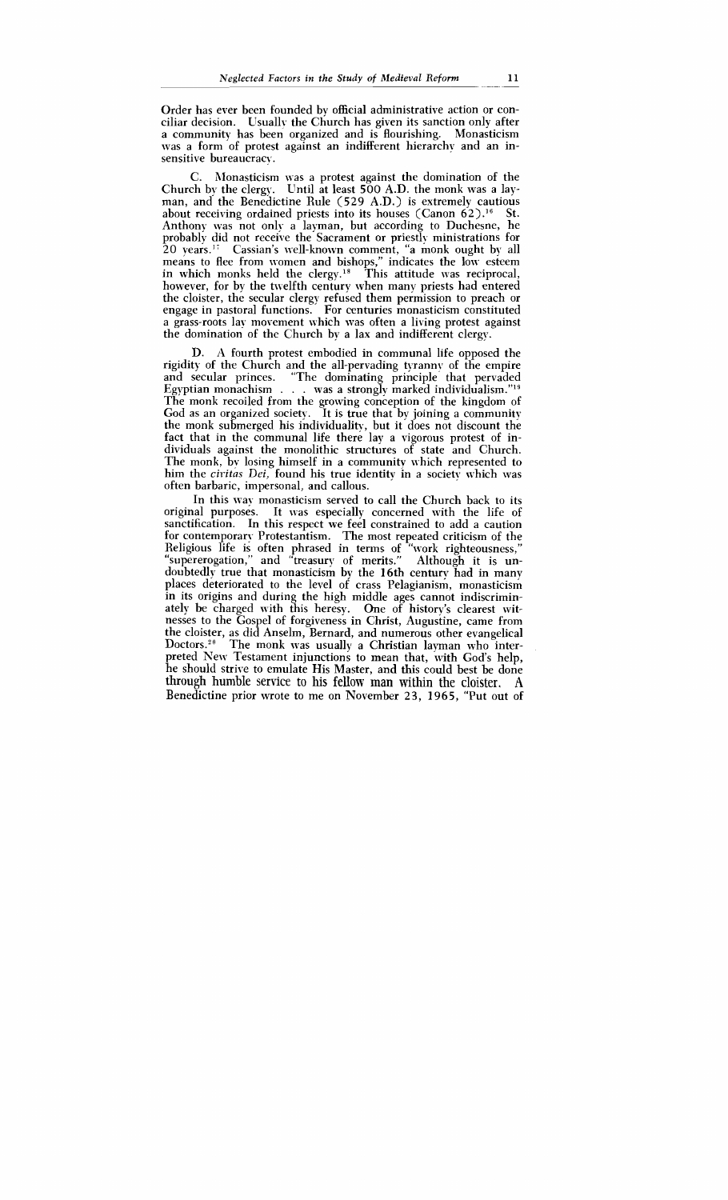Order has ever been founded by official administrative action or conciliar decision. Usually the Church has given its sanction only after a community has been organized and is flourishing. Monasticism was a form of protest against an indifferent hierarchy and an insensitive bureaucracy.

C. Monasticism was a protest against the domination of the Church by the clergy. Until at least 500 A.D. the monk was a layman, and the Benedictine Rule (529 A.D.) is extremely cautious about receiving ordained priests into its houses (Canon 62).[16] St. Anthony was not only a layman, but according to Duchesne, he probably did not receive the Sacrament or priestly ministrations for 20 years.[17] Cassian's well-known comment, "a monk ought by all means to flee from women and bishops," indicates the low esteem in which monks held the clergy.[18] This attitude was reciprocal, however, for by the twelfth century when many priests had entered the cloister, the secular clergy refused them permission to preach or engage in pastoral functions. For centuries monasticism constituted a grass-roots lay movement which was often a living protest against the domination of the Church by a lax and indifferent clergy.

D. A fourth protest embodied in communal life opposed the rigidity of the Church and the all-pervading tyranny of the empire and secular princes. "The dominating principle that pervaded Egyptian monachism . . . was a strongly marked individualism."[19] The monk recoiled from the growing conception of the kingdom of God as an organized society. It is true that by joining a community the monk submerged his individuality, but it does not discount the fact that in the communal life there lay a vigorous protest of individuals against the monolithic structures of state and Church. The monk, by losing himself in a community which represented to him the *civitas Dei,* found his true identity in a society which was often barbaric, impersonal, and callous.

In this way monasticism served to call the Church back to its original purposes. It was especially concerned with the life of sanctification. In this respect we feel constrained to add a caution for contemporary Protestantism. The most repeated criticism of the Religious life is often phrased in terms of "work righteousness," "supererogation," and "treasury of merits." Although it is undoubtedly true that monasticism by the 16th century had in many places deteriorated to the level of crass Pelagianism, monasticism in its origins and during the high middle ages cannot indiscriminately be charged with this heresy. One of history's clearest witnesses to the Gospel of forgiveness in Christ, Augustine, came from the cloister, as did Anselm, Bernard, and numerous other evangelical Doctors.[20] The monk was usually a Christian layman who interpreted New Testament injunctions to mean that, with God's help, he should strive to emulate His Master, and this could best be done through humble service to his fellow man within the cloister. A Benedictine prior wrote to me on November 23, 1965, "Put out of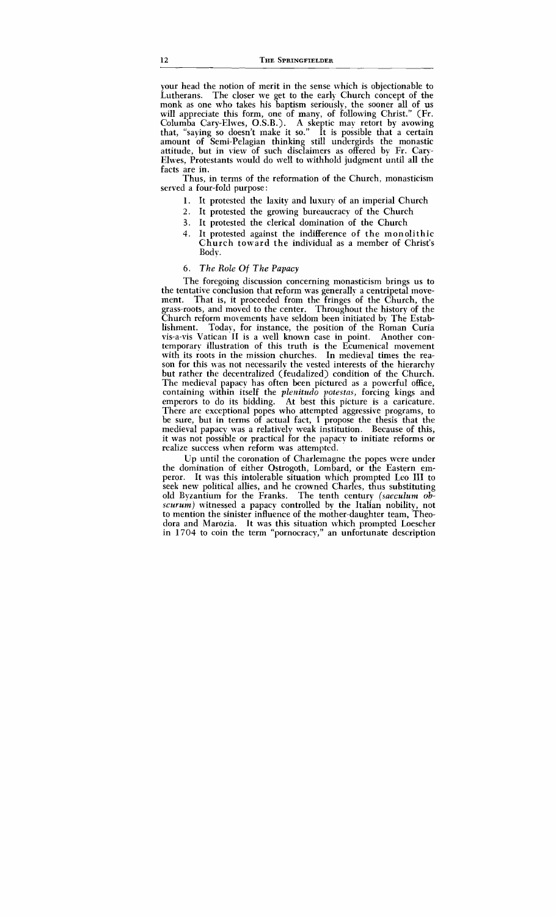your head the notion of merit in the sense which is objectionable to Lutherans. The closer we get to the early Church concept of the monk as one who takes his baptism seriously, the sooner all of us will appreciate this form, one of many, of following Christ." (Fr. Columba Cary-Elwes, O.S.B.). A skeptic may retort by avowing that, "saying so doesn't make it so." It is possible that a certain amount of Semi-Pelagian thinking still undergirds the monastic attitude, but in view of such disclaimers as offered by Fr. Cary-Elwes, Protestants would do well to withhold judgment until all the facts are in.

Thus, in terms of the reformation of the Church, monasticism served a four-fold purpose:

1. It protested the laxity and luxury of an imperial Church
2. It protested the growing bureaucracy of the Church
3. It protested the clerical domination of the Church
4. It protested against the indifference of the monolithic Church toward the individual as a member of Christ's Body.

### 6. *The Role Of The Papacy*

The foregoing discussion concerning monasticism brings us to the tentative conclusion that reform was generally a centripetal movement. That is, it proceeded from the fringes of the Church, the grass-roots, and moved to the center. Throughout the history of the Church reform movements have seldom been initiated by The Establishment. Today, for instance, the position of the Roman Curia vis-a-vis Vatican II is a well known case in point. Another contemporary illustration of this truth is the Ecumenical movement with its roots in the mission churches. In medieval times the reason for this was not necessarily the vested interests of the hierarchy but rather the decentralized (feudalized) condition of the Church. The medieval papacy has often been pictured as a powerful office, containing within itself the *plenitudo potestas,* forcing kings and emperors to do its bidding. At best this picture is a caricature. There are exceptional popes who attempted aggressive programs, to be sure, but in terms of actual fact, I propose the thesis that the medieval papacy was a relatively weak institution. Because of this, it was not possible or practical for the papacy to initiate reforms or realize success when reform was attempted.

Up until the coronation of Charlemagne the popes were under the domination of either Ostrogoth, Lombard, or the Eastern emperor. It was this intolerable situation which prompted Leo III to seek new political allies, and he crowned Charles, thus substituting old Byzantium for the Franks. The tenth century (*saeculum obscurum*) witnessed a papacy controlled by the Italian nobility, not to mention the sinister influence of the mother-daughter team, Theodora and Marozia. It was this situation which prompted Loescher in 1704 to coin the term "pornocracy," an unfortunate description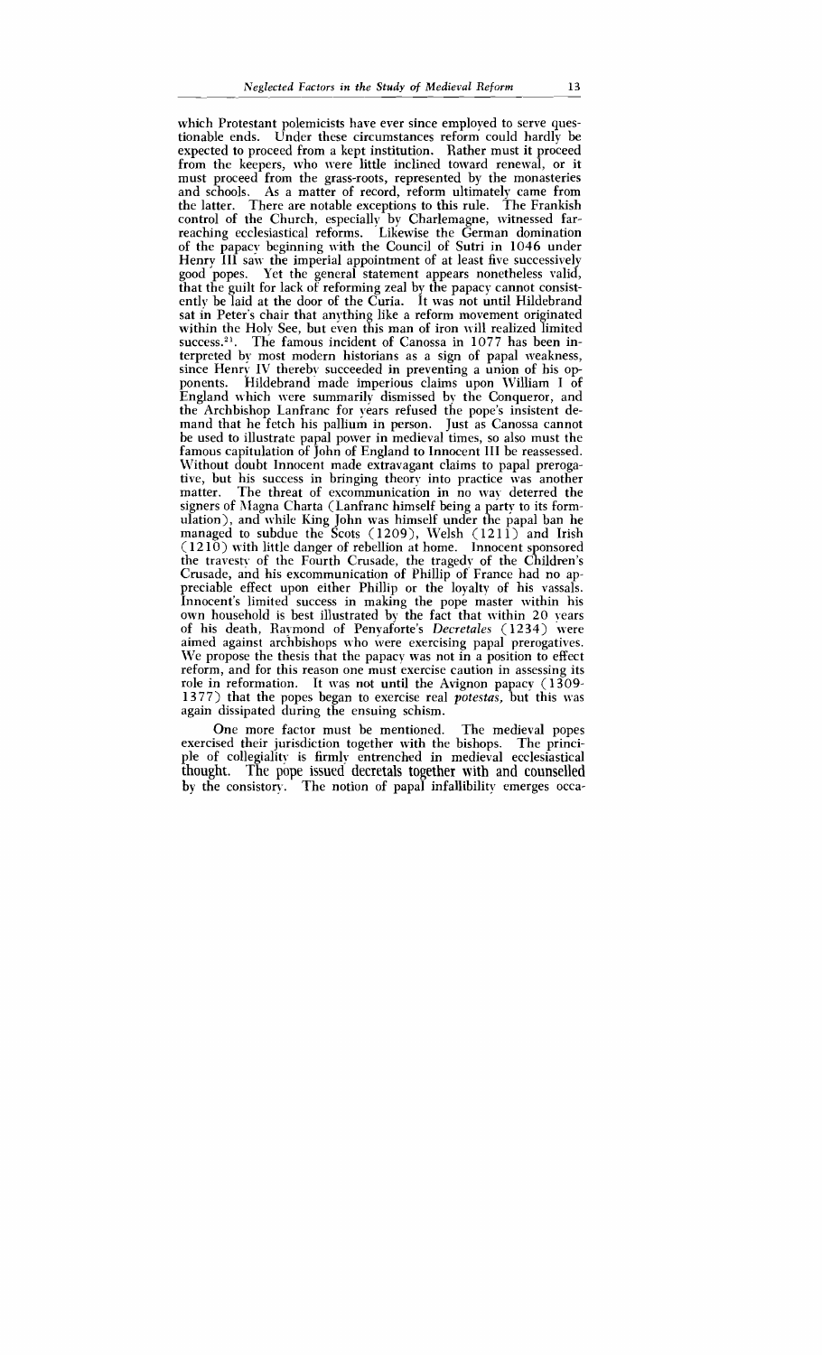which Protestant polemicists have ever since employed to serve questionable ends. Under these circumstances reform could hardly be expected to proceed from a kept institution. Rather must it proceed from the keepers, who were little inclined toward renewal, or it must proceed from the grass-roots, represented by the monasteries and schools. As a matter of record, reform ultimately came from the latter. There are notable exceptions to this rule. The Frankish control of the Church, especially by Charlemagne, witnessed far-reaching ecclesiastical reforms. Likewise the German domination of the papacy beginning with the Council of Sutri in 1046 under Henry III saw the imperial appointment of at least five successively good popes. Yet the general statement appears nonetheless valid, that the guilt for lack of reforming zeal by the papacy cannot consistently be laid at the door of the Curia. It was not until Hildebrand sat in Peter's chair that anything like a reform movement originated within the Holy See, but even this man of iron will realized limited success.[21]. The famous incident of Canossa in 1077 has been interpreted by most modern historians as a sign of papal weakness, since Henry IV thereby succeeded in preventing a union of his opponents. Hildebrand made imperious claims upon William I of England which were summarily dismissed by the Conqueror, and the Archbishop Lanfranc for years refused the pope's insistent demand that he fetch his pallium in person. Just as Canossa cannot be used to illustrate papal power in medieval times, so also must the famous capitulation of John of England to Innocent III be reassessed. Without doubt Innocent made extravagant claims to papal prerogative, but his success in bringing theory into practice was another matter. The threat of excommunication in no way deterred the signers of Magna Charta (Lanfranc himself being a party to its formulation), and while King John was himself under the papal ban he managed to subdue the Scots (1209), Welsh (1211) and Irish (1210) with little danger of rebellion at home. Innocent sponsored the travesty of the Fourth Crusade, the tragedy of the Children's Crusade, and his excommunication of Phillip of France had no appreciable effect upon either Phillip or the loyalty of his vassals. Innocent's limited success in making the pope master within his own household is best illustrated by the fact that within 20 years of his death, Raymond of Penyaforte's *Decretales* (1234) were aimed against archbishops who were exercising papal prerogatives. We propose the thesis that the papacy was not in a position to effect reform, and for this reason one must exercise caution in assessing its role in reformation. It was not until the Avignon papacy (1309-1377) that the popes began to exercise real *potestas,* but this was again dissipated during the ensuing schism.

One more factor must be mentioned. The medieval popes exercised their jurisdiction together with the bishops. The principle of collegiality is firmly entrenched in medieval ecclesiastical thought. The pope issued decretals together with and counselled by the consistory. The notion of papal infallibility emerges occa-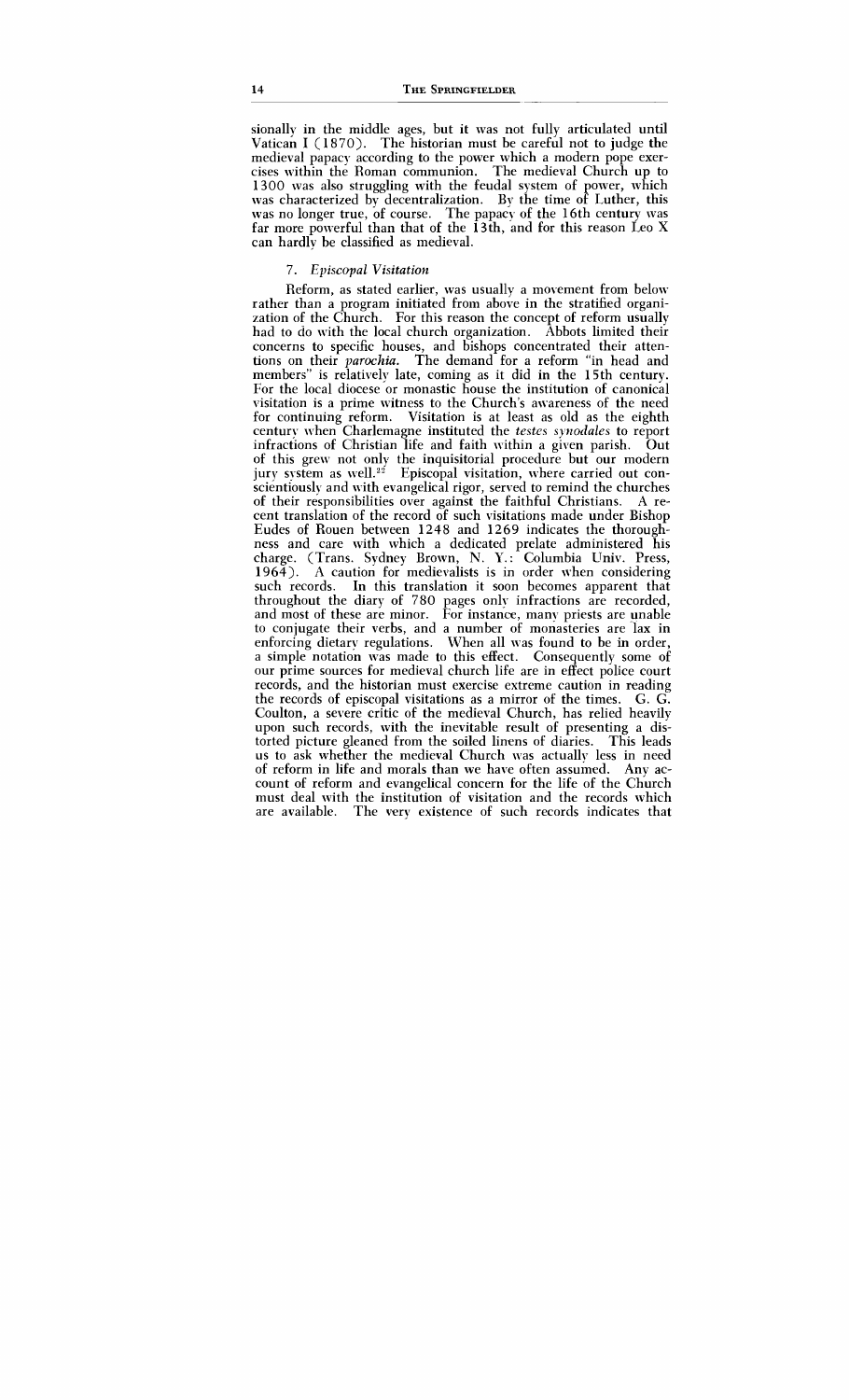sionally in the middle ages, but it was not fully articulated until Vatican I (1870). The historian must be careful not to judge the medieval papacy according to the power which a modern pope exercises within the Roman communion. The medieval Church up to 1300 was also struggling with the feudal system of power, which was characterized by decentralization. By the time of Luther, this was no longer true, of course. The papacy of the 16th century was far more powerful than that of the 13th, and for this reason Leo X can hardly be classified as medieval.

### 7. *Episcopal Visitation*

Reform, as stated earlier, was usually a movement from below rather than a program initiated from above in the stratified organization of the Church. For this reason the concept of reform usually had to do with the local church organization. Abbots limited their concerns to specific houses, and bishops concentrated their attentions on their *parochia.* The demand for a reform "in head and members" is relatively late, coming as it did in the 15th century. For the local diocese or monastic house the institution of canonical visitation is a prime witness to the Church's awareness of the need for continuing reform. Visitation is at least as old as the eighth century when Charlemagne instituted the *testes synodales* to report infractions of Christian life and faith within a given parish. Out of this grew not only the inquisitorial procedure but our modern jury system as well.[22] Episcopal visitation, where carried out conscientiously and with evangelical rigor, served to remind the churches of their responsibilities over against the faithful Christians. A recent translation of the record of such visitations made under Bishop Eudes of Rouen between 1248 and 1269 indicates the thoroughness and care with which a dedicated prelate administered his charge. (Trans. Sydney Brown, N. Y.: Columbia Univ. Press, 1964). A caution for medievalists is in order when considering such records. In this translation it soon becomes apparent that throughout the diary of 780 pages only infractions are recorded, and most of these are minor. For instance, many priests are unable to conjugate their verbs, and a number of monasteries are lax in enforcing dietary regulations. When all was found to be in order, a simple notation was made to this effect. Consequently some of our prime sources for medieval church life are in effect police court records, and the historian must exercise extreme caution in reading the records of episcopal visitations as a mirror of the times. G. G. Coulton, a severe critic of the medieval Church, has relied heavily upon such records, with the inevitable result of presenting a distorted picture gleaned from the soiled linens of diaries. This leads us to ask whether the medieval Church was actually less in need of reform in life and morals than we have often assumed. Any account of reform and evangelical concern for the life of the Church must deal with the institution of visitation and the records which are available. The very existence of such records indicates that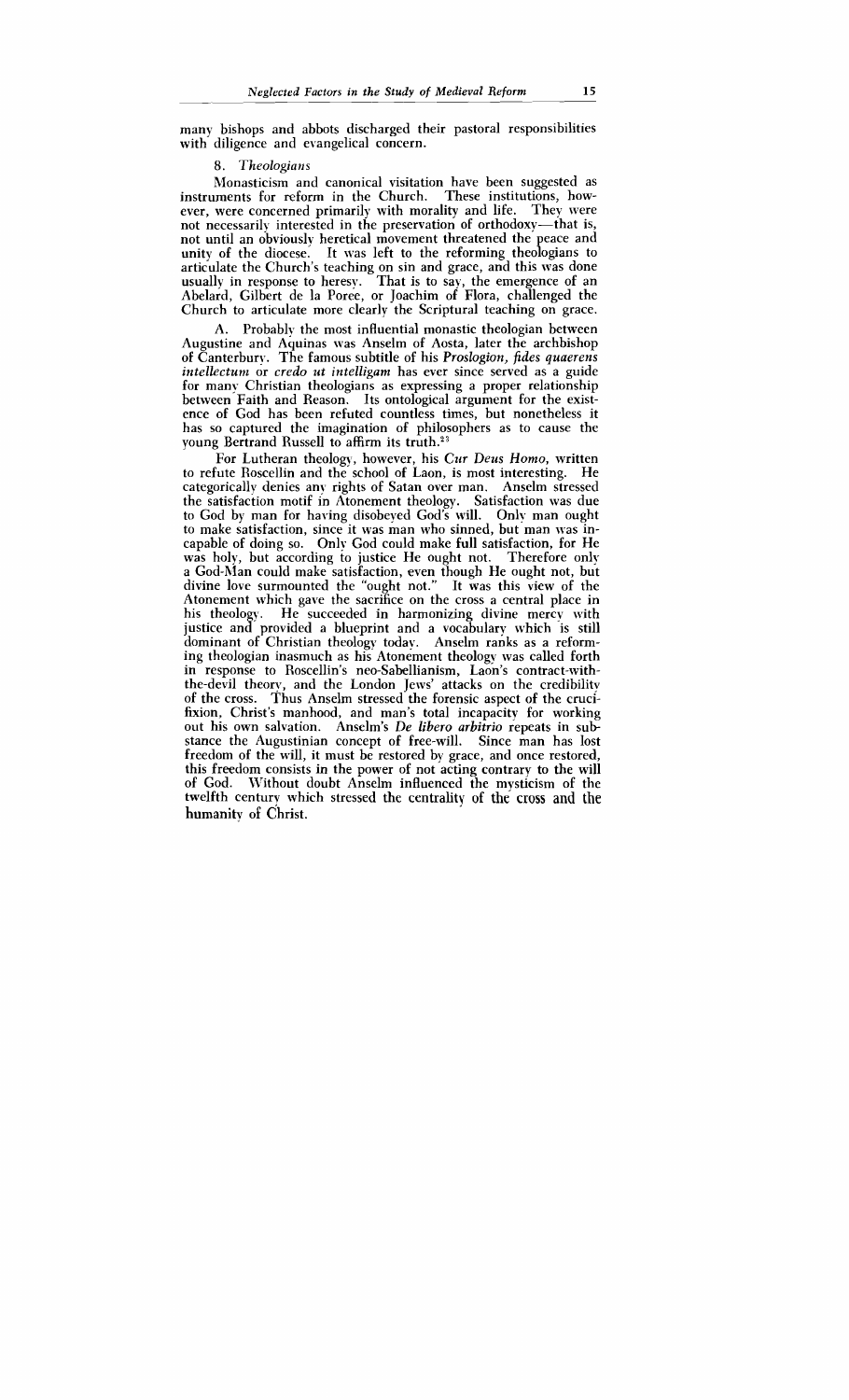many bishops and abbots discharged their pastoral responsibilities with diligence and evangelical concern.

### 8. *Theologians*

Monasticism and canonical visitation have been suggested as instruments for reform in the Church. These institutions, however, were concerned primarily with morality and life. They were not necessarily interested in the preservation of orthodoxy—that is, not until an obviously heretical movement threatened the peace and unity of the diocese. It was left to the reforming theologians to articulate the Church's teaching on sin and grace, and this was done usually in response to heresy. That is to say, the emergence of an Abelard, Gilbert de la Poree, or Joachim of Flora, challenged the Church to articulate more clearly the Scriptural teaching on grace.

A. Probably the most influential monastic theologian between Augustine and Aquinas was Anselm of Aosta, later the archbishop of Canterbury. The famous subtitle of his *Proslogion, fides quaerens intellectum* or *credo ut intelligam* has ever since served as a guide for many Christian theologians as expressing a proper relationship between Faith and Reason. Its ontological argument for the existence of God has been refuted countless times, but nonetheless it has so captured the imagination of philosophers as to cause the young Bertrand Russell to affirm its truth.[23]

For Lutheran theology, however, his *Cur Deus Homo*, written to refute Roscellin and the school of Laon, is most interesting. He categorically denies any rights of Satan over man. Anselm stressed the satisfaction motif in Atonement theology. Satisfaction was due to God by man for having disobeyed God's will. Only man ought to make satisfaction, since it was man who sinned, but man was incapable of doing so. Only God could make full satisfaction, for He was holy, but according to justice He ought not. Therefore only a God-Man could make satisfaction, even though He ought not, but divine love surmounted the "ought not." It was this view of the Atonement which gave the sacrifice on the cross a central place in his theology. He succeeded in harmonizing divine mercy with justice and provided a blueprint and a vocabulary which is still dominant of Christian theology today. Anselm ranks as a reforming theologian inasmuch as his Atonement theology was called forth in response to Roscellin's neo-Sabellianism, Laon's contract-with-the-devil theory, and the London Jews' attacks on the credibility of the cross. Thus Anselm stressed the forensic aspect of the crucifixion, Christ's manhood, and man's total incapacity for working out his own salvation. Anselm's *De libero arbitrio* repeats in substance the Augustinian concept of free-will. Since man has lost freedom of the will, it must be restored by grace, and once restored, this freedom consists in the power of not acting contrary to the will of God. Without doubt Anselm influenced the mysticism of the twelfth century which stressed the centrality of the cross and the humanity of Christ.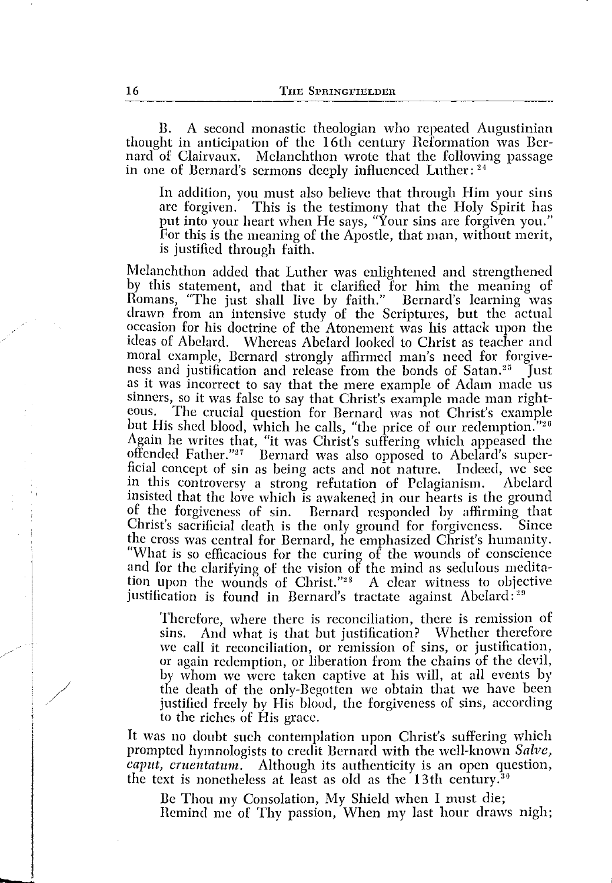B. A second monastic theologian who repeated Augustinian thought in anticipation of the 16th century Reformation was Bernard of Clairvaux. Melanchthon wrote that the following passage in one of Bernard's sermons deeply influenced Luther:[24]

> In addition, you must also believe that through Him your sins are forgiven. This is the testimony that the Holy Spirit has put into your heart when He says, "Your sins are forgiven you." For this is the meaning of the Apostle, that man, without merit, is justified through faith.

Melanchthon added that Luther was enlightened and strengthened by this statement, and that it clarified for him the meaning of Romans, "The just shall live by faith." Bernard's learning was drawn from an intensive study of the Scriptures, but the actual occasion for his doctrine of the Atonement was his attack upon the ideas of Abelard. Whereas Abelard looked to Christ as teacher and moral example, Bernard strongly affirmed man's need for forgiveness and justification and release from the bonds of Satan.[25] Just as it was incorrect to say that the mere example of Adam made us sinners, so it was false to say that Christ's example made man righteous. The crucial question for Bernard was not Christ's example but His shed blood, which he calls, "the price of our redemption."[26] Again he writes that, "it was Christ's suffering which appeased the offended Father."[27] Bernard was also opposed to Abelard's superficial concept of sin as being acts and not nature. Indeed, we see in this controversy a strong refutation of Pelagianism. Abelard insisted that the love which is awakened in our hearts is the ground of the forgiveness of sin. Bernard responded by affirming that Christ's sacrificial death is the only ground for forgiveness. Since the cross was central for Bernard, he emphasized Christ's humanity. "What is so efficacious for the curing of the wounds of conscience and for the clarifying of the vision of the mind as sedulous meditation upon the wounds of Christ."[28] A clear witness to objective justification is found in Bernard's tractate against Abelard:[29]

> Therefore, where there is reconciliation, there is remission of sins. And what is that but justification? Whether therefore we call it reconciliation, or remission of sins, or justification, or again redemption, or liberation from the chains of the devil, by whom we were taken captive at his will, at all events by the death of the only-Begotten we obtain that we have been justified freely by His blood, the forgiveness of sins, according to the riches of His grace.

It was no doubt such contemplation upon Christ's suffering which prompted hymnologists to credit Bernard with the well-known *Salve, caput, cruentatum.* Although its authenticity is an open question, the text is nonetheless at least as old as the 13th century.[30]

> Be Thou my Consolation, My Shield when I must die;
> Remind me of Thy passion, When my last hour draws nigh;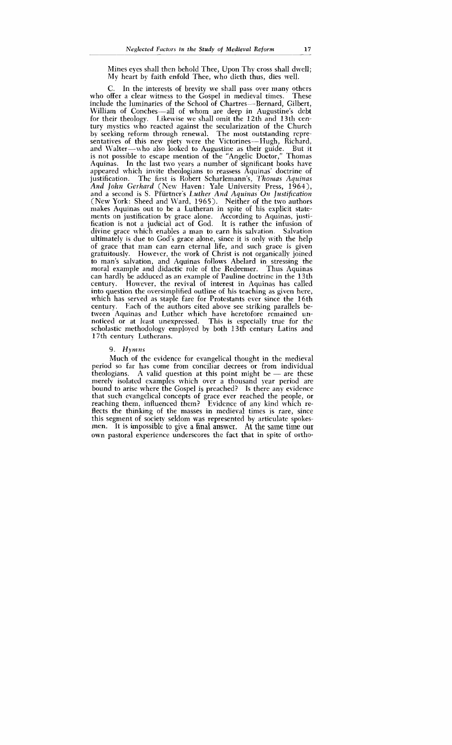Mines eyes shall then behold Thee, Upon Thy cross shall dwell;
My heart by faith enfold Thee, who dieth thus, dies well.

C. In the interests of brevity we shall pass over many others who offer a clear witness to the Gospel in medieval times. These include the luminaries of the School of Chartres—Bernard, Gilbert, William of Conches—all of whom are deep in Augustine's debt for their theology. Likewise we shall omit the 12th and 13th century mystics who reacted against the secularization of the Church by seeking reform through renewal. The most outstanding representatives of this new piety were the Victorines—Hugh, Richard, and Walter—who also looked to Augustine as their guide. But it is not possible to escape mention of the "Angelic Doctor," Thomas Aquinas. In the last two years a number of significant books have appeared which invite theologians to reassess Aquinas' doctrine of justification. The first is Robert Scharlemann's, *Thomas Aquinas And John Gerhard* (New Haven: Yale University Press, 1964), and a second is S. Pfürtner's *Luther And Aquinas On Justification* (New York: Sheed and Ward, 1965). Neither of the two authors makes Aquinas out to be a Lutheran in spite of his explicit statements on justification by grace alone. According to Aquinas, justification is not a judicial act of God. It is rather the infusion of divine grace which enables a man to earn his salvation. Salvation ultimately is due to God's grace alone, since it is only with the help of grace that man can earn eternal life, and such grace is given gratuitously. However, the work of Christ is not organically joined to man's salvation, and Aquinas follows Abelard in stressing the moral example and didactic role of the Redeemer. Thus Aquinas can hardly be adduced as an example of Pauline doctrine in the 13th century. However, the revival of interest in Aquinas has called into question the oversimplified outline of his teaching as given here, which has served as staple fare for Protestants ever since the 16th century. Each of the authors cited above see striking parallels between Aquinas and Luther which have heretofore remained unnoticed or at least unexpressed. This is especially true for the scholastic methodology employed by both 13th century Latins and 17th century Lutherans.

### 9. *Hymns*

Much of the evidence for evangelical thought in the medieval period so far has come from conciliar decrees or from individual theologians. A valid question at this point might be — are these merely isolated examples which over a thousand year period are bound to arise where the Gospel is preached? Is there any evidence that such evangelical concepts of grace ever reached the people, or reaching them, influenced them? Evidence of any kind which reflects the thinking of the masses in medieval times is rare, since this segment of society seldom was represented by articulate spokesmen. It is impossible to give a final answer. At the same time our own pastoral experience underscores the fact that in spite of ortho-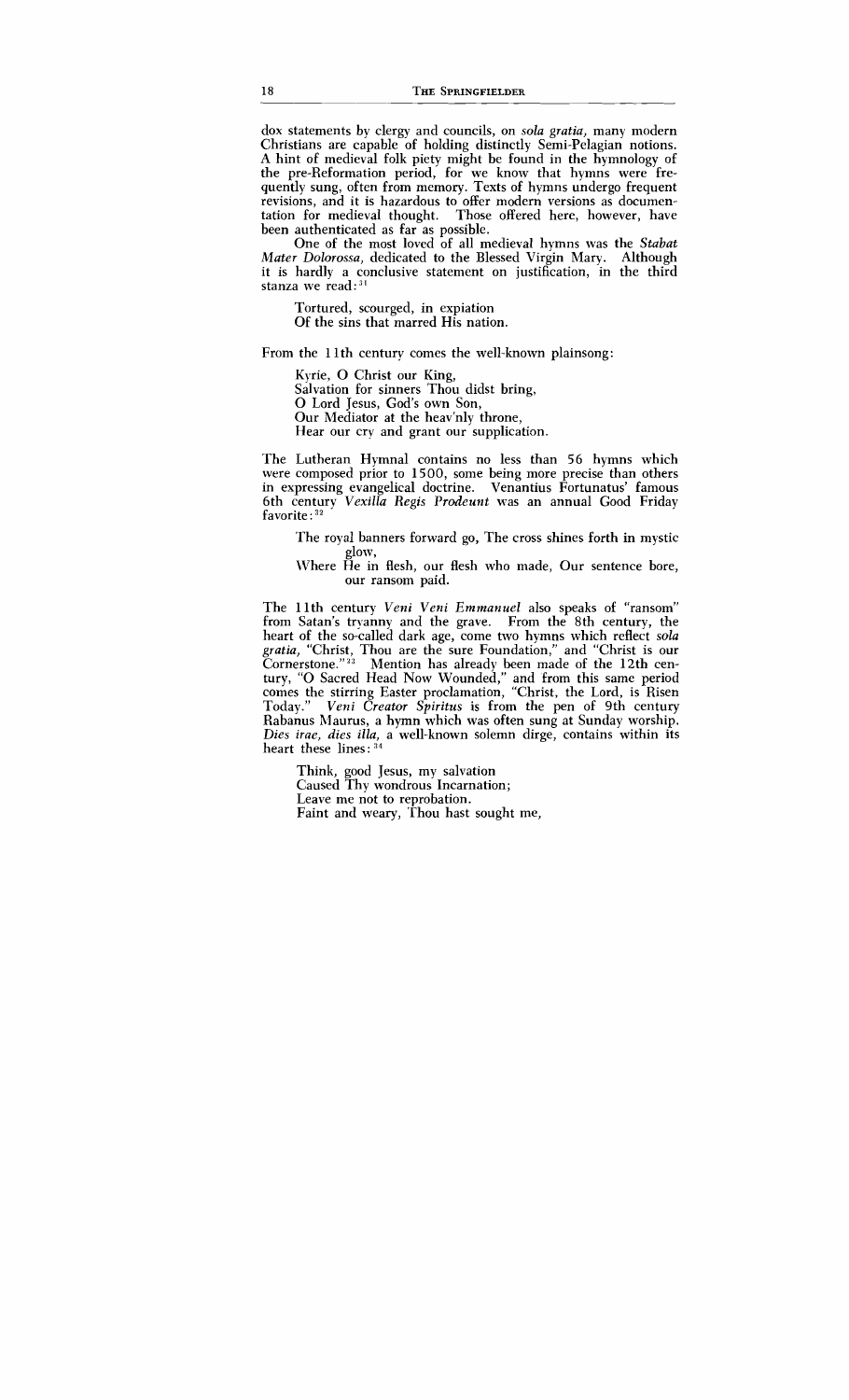dox statements by clergy and councils, on *sola gratia,* many modern Christians are capable of holding distinctly Semi-Pelagian notions. A hint of medieval folk piety might be found in the hymnology of the pre-Reformation period, for we know that hymns were frequently sung, often from memory. Texts of hymns undergo frequent revisions, and it is hazardous to offer modern versions as documentation for medieval thought. Those offered here, however, have been authenticated as far as possible.

One of the most loved of all medieval hymns was the *Stabat Mater Dolorossa,* dedicated to the Blessed Virgin Mary. Although it is hardly a conclusive statement on justification, in the third stanza we read:[31]

> Tortured, scourged, in expiation
> Of the sins that marred His nation.

From the 11th century comes the well-known plainsong:

> Kyrie, O Christ our King,
> Salvation for sinners Thou didst bring,
> O Lord Jesus, God's own Son,
> Our Mediator at the heav'nly throne,
> Hear our cry and grant our supplication.

The Lutheran Hymnal contains no less than 56 hymns which were composed prior to 1500, some being more precise than others in expressing evangelical doctrine. Venantius Fortunatus' famous 6th century *Vexilla Regis Prodeunt* was an annual Good Friday favorite:[32]

> The royal banners forward go, The cross shines forth in mystic glow,
> Where He in flesh, our flesh who made, Our sentence bore, our ransom paid.

The 11th century *Veni Veni Emmanuel* also speaks of "ransom" from Satan's tryanny and the grave. From the 8th century, the heart of the so-called dark age, come two hymns which reflect *sola gratia,* "Christ, Thou are the sure Foundation," and "Christ is our Cornerstone."[33] Mention has already been made of the 12th century, "O Sacred Head Now Wounded," and from this same period comes the stirring Easter proclamation, "Christ, the Lord, is Risen Today." *Veni Creator Spiritus* is from the pen of 9th century Rabanus Maurus, a hymn which was often sung at Sunday worship. *Dies irae, dies illa,* a well-known solemn dirge, contains within its heart these lines:[34]

> Think, good Jesus, my salvation
> Caused Thy wondrous Incarnation;
> Leave me not to reprobation.
> Faint and weary, Thou hast sought me,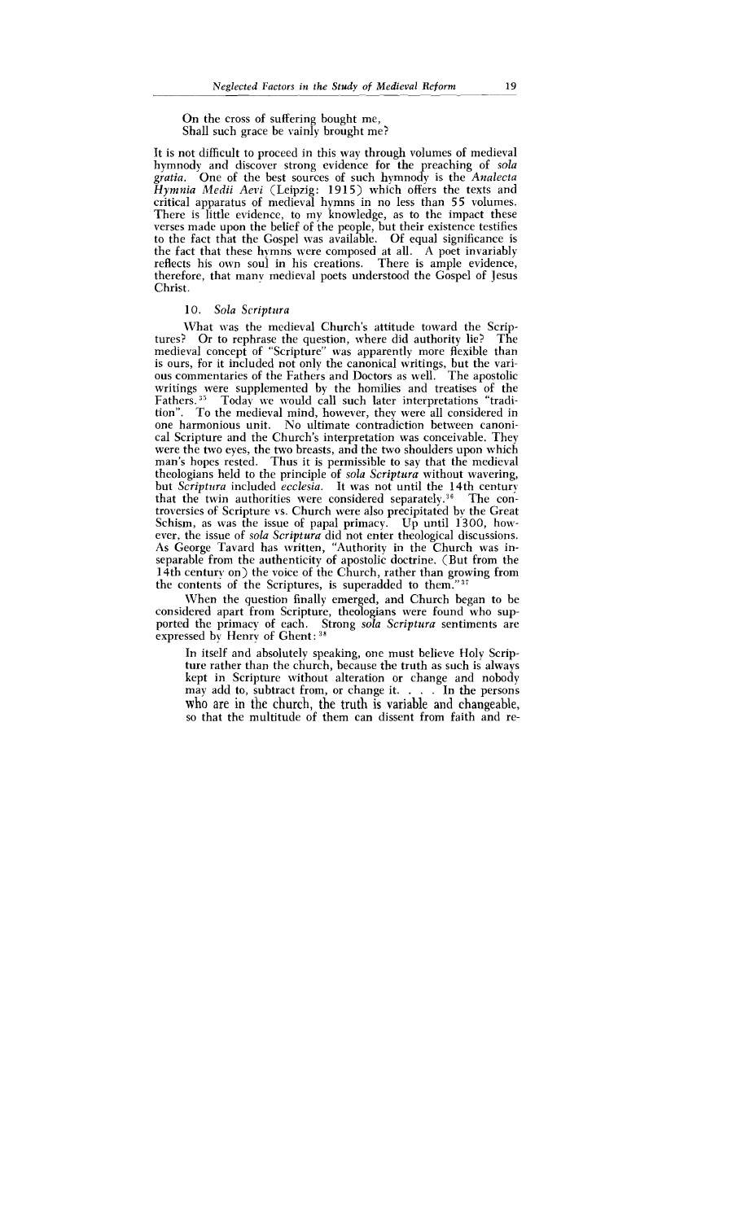On the cross of suffering bought me,
Shall such grace be vainly brought me?

It is not difficult to proceed in this way through volumes of medieval hymnody and discover strong evidence for the preaching of *sola gratia*. One of the best sources of such hymnody is the *Analecta Hymnia Medii Aevi* (Leipzig: 1915) which offers the texts and critical apparatus of medieval hymns in no less than 55 volumes. There is little evidence, to my knowledge, as to the impact these verses made upon the belief of the people, but their existence testifies to the fact that the Gospel was available. Of equal significance is the fact that these hymns were composed at all. A poet invariably reflects his own soul in his creations. There is ample evidence, therefore, that many medieval poets understood the Gospel of Jesus Christ.

### 10. *Sola Scriptura*

What was the medieval Church's attitude toward the Scriptures? Or to rephrase the question, where did authority lie? The medieval concept of "Scripture" was apparently more flexible than is ours, for it included not only the canonical writings, but the various commentaries of the Fathers and Doctors as well. The apostolic writings were supplemented by the homilies and treatises of the Fathers.[35] Today we would call such later interpretations "tradition". To the medieval mind, however, they were all considered in one harmonious unit. No ultimate contradiction between canonical Scripture and the Church's interpretation was conceivable. They were the two eyes, the two breasts, and the two shoulders upon which man's hopes rested. Thus it is permissible to say that the medieval theologians held to the principle of *sola Scriptura* without wavering, but *Scriptura* included *ecclesia*. It was not until the 14th century that the twin authorities were considered separately.[36] The controversies of Scripture vs. Church were also precipitated by the Great Schism, as was the issue of papal primacy. Up until 1300, however, the issue of *sola Scriptura* did not enter theological discussions. As George Tavard has written, "Authority in the Church was inseparable from the authenticity of apostolic doctrine. (But from the 14th century on) the voice of the Church, rather than growing from the contents of the Scriptures, is superadded to them."[37]

When the question finally emerged, and Church began to be considered apart from Scripture, theologians were found who supported the primacy of each. Strong *sola Scriptura* sentiments are expressed by Henry of Ghent:[38]

> In itself and absolutely speaking, one must believe Holy Scripture rather than the church, because the truth as such is always kept in Scripture without alteration or change and nobody may add to, subtract from, or change it. . . . In the persons who are in the church, the truth is variable and changeable, so that the multitude of them can dissent from faith and re-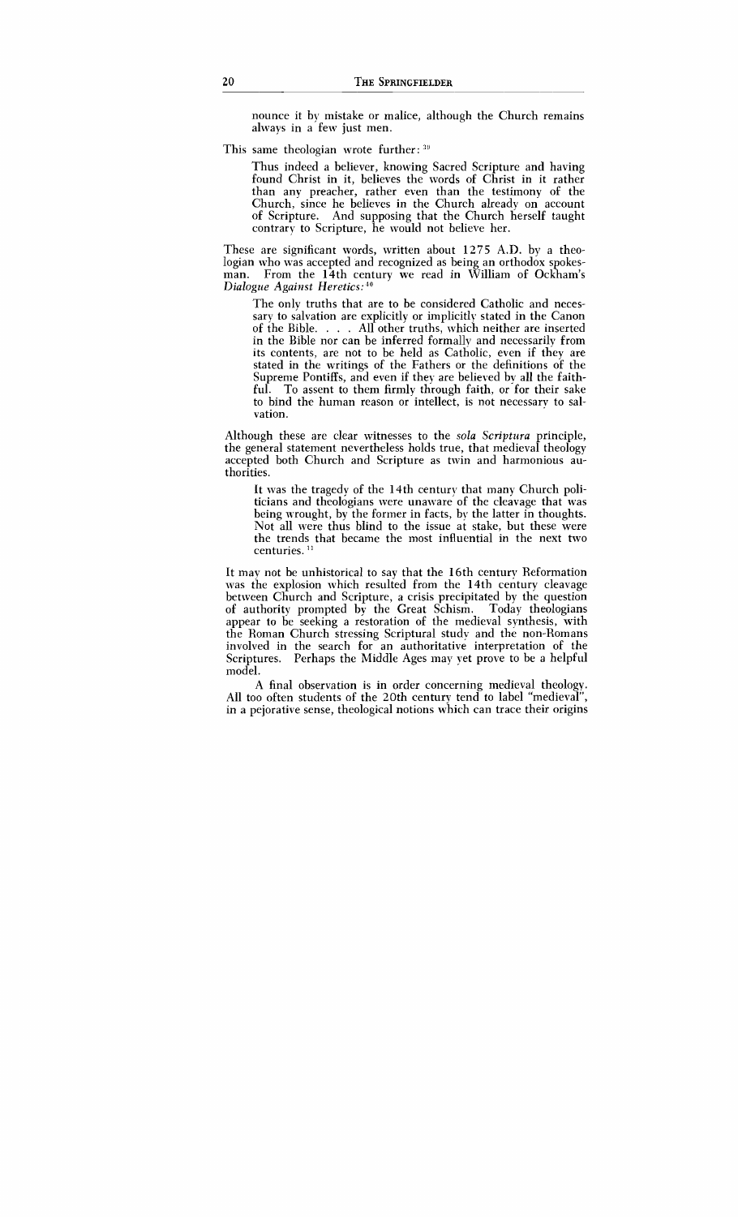> nounce it by mistake or malice, although the Church remains always in a few just men.

This same theologian wrote further:[39]

> Thus indeed a believer, knowing Sacred Scripture and having found Christ in it, believes the words of Christ in it rather than any preacher, rather even than the testimony of the Church, since he believes in the Church already on account of Scripture. And supposing that the Church herself taught contrary to Scripture, he would not believe her.

These are significant words, written about 1275 A.D. by a theologian who was accepted and recognized as being an orthodox spokesman. From the 14th century we read in William of Ockham's *Dialogue Against Heretics:*[40]

> The only truths that are to be considered Catholic and necessary to salvation are explicitly or implicitly stated in the Canon of the Bible. . . . All other truths, which neither are inserted in the Bible nor can be inferred formally and necessarily from its contents, are not to be held as Catholic, even if they are stated in the writings of the Fathers or the definitions of the Supreme Pontiffs, and even if they are believed by all the faithful. To assent to them firmly through faith, or for their sake to bind the human reason or intellect, is not necessary to salvation.

Although these are clear witnesses to the *sola Scriptura* principle, the general statement nevertheless holds true, that medieval theology accepted both Church and Scripture as twin and harmonious authorities.

> It was the tragedy of the 14th century that many Church politicians and theologians were unaware of the cleavage that was being wrought, by the former in facts, by the latter in thoughts. Not all were thus blind to the issue at stake, but these were the trends that became the most influential in the next two centuries.[41]

It may not be unhistorical to say that the 16th century Reformation was the explosion which resulted from the 14th century cleavage between Church and Scripture, a crisis precipitated by the question of authority prompted by the Great Schism. Today theologians appear to be seeking a restoration of the medieval synthesis, with the Roman Church stressing Scriptural study and the non-Romans involved in the search for an authoritative interpretation of the Scriptures. Perhaps the Middle Ages may yet prove to be a helpful model.

A final observation is in order concerning medieval theology. All too often students of the 20th century tend to label "medieval", in a pejorative sense, theological notions which can trace their origins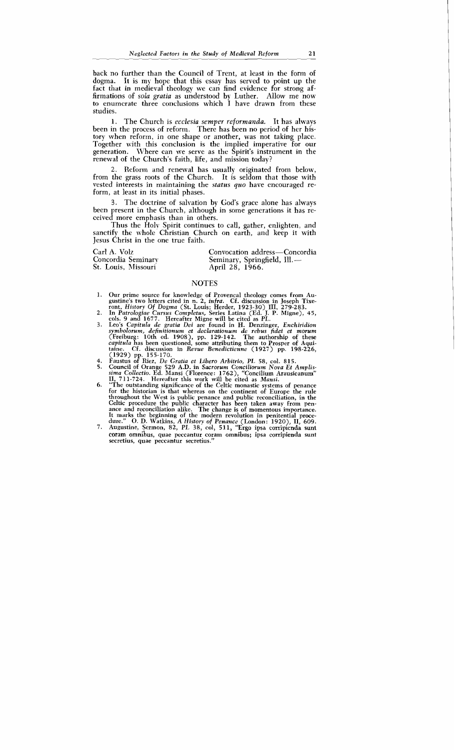back no further than the Council of Trent, at least in the form of dogma. It is my hope that this essay has served to point up the fact that in medieval theology we can find evidence for strong affirmations of *sola gratia* as understood by Luther. Allow me now to enumerate three conclusions which I have drawn from these studies.

1. The Church is *ecclesia semper reformanda.* It has always been in the process of reform. There has been no period of her history when reform, in one shape or another, was not taking place. Together with this conclusion is the implied imperative for our generation. Where can we serve as the Spirit's instrument in the renewal of the Church's faith, life, and mission today?

2. Reform and renewal has usually originated from below, from the grass roots of the Church. It is seldom that those with vested interests in maintaining the *status quo* have encouraged reform, at least in its initial phases.

3. The doctrine of salvation by God's grace alone has always been present in the Church, although in some generations it has received more emphasis than in others.

Thus the Holy Spirit continues to call, gather, enlighten, and sanctify the whole Christian Church on earth, and keep it with Jesus Christ in the one true faith.

Carl A. Volz
Concordia Seminary
St. Louis, Missouri

Convocation address—Concordia Seminary, Springfield, Ill.— April 28, 1966.

## NOTES

1. Our prime source for knowledge of Provencal theology comes from Augustine's two letters cited in n. 2, *infra.* Cf. discussion in Joseph Tixeront, *History Of Dogma* (St. Louis; Herder, 1923-30) III, 279-283.
2. In *Patrologiae Cursus Completus,* Series Latina (Ed. J. P. Migne), 45, cols. 9 and 1677. Hereafter Migne will be cited as *PL.*
3. Leo's *Capitula de gratia Dei* are found in H. Denzinger, *Enchiridion symbolorum, definitionum et declarationum de rebus fidei et morum* (Freiburg: 10th ed. 1908), pp. 129-142. The authorship of these *capitula* has been questioned, some attributing them to Prosper of Aquitaine. Cf. discussion in *Revue Benedictienne* (1927) pp. 198-226, (1929) pp. 155-170.
4. Faustus of Riez, *De Gratia et Libero Arbitrio, PL* 58, col. 815.
5. Council of Orange 529 A.D. in *Sacrorum Conciliorum Nova Et Amplissima Collectio.* Ed. Mansi (Florence: 1762), "Concilium Arausicanum" II, 711-724. Hereafter this work will be cited as *Mansi.*
6. "The outstanding significance of the Celtic monastic systems of penance for the historian is that whereas on the continent of Europe the rule throughout the West is public penance and public reconciliation, in the Celtic procedure the public character has been taken away from penance and reconciliation alike. The change is of momentous importance. It marks the beginning of the modern revolution in penitential procedure." O. D. Watkins, *A History of Penance* (London: 1920), II, 609.
7. Augustine, Sermon, 82, *PL* 38, col, 511, "Ergo ipsa corripienda sunt coram omnibus, quae peccantur coram omnibus; ipsa corripienda sunt secretius, quae peccantur secretius."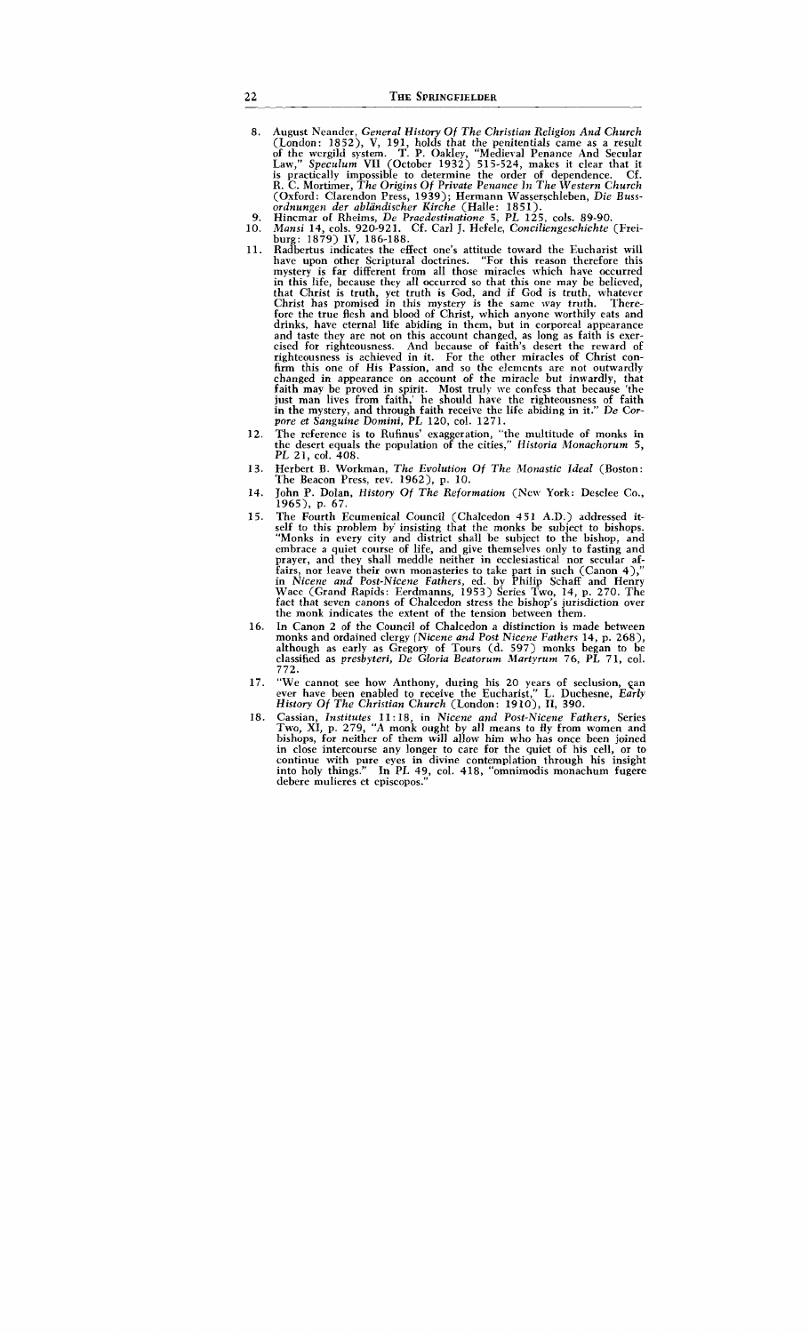8. August Neander, *General History Of The Christian Religion And Church* (London: 1852), V, 191, holds that the penitentials came as a result of the wergild system. T. P. Oakley, "Medieval Penance And Secular Law," *Speculum* VII (October 1932) 515-524, makes it clear that it is practically impossible to determine the order of dependence. Cf. R. C. Mortimer, *The Origins Of Private Penance In The Western Church* (Oxford: Clarendon Press, 1939); Hermann Wasserschleben, *Die Bussordnungen der abländischer Kirche* (Halle: 1851).
9. Hincmar of Rheims, *De Praedestinatione* 5, *PL* 125, cols. 89-90.
10. *Mansi* 14, cols. 920-921. Cf. Carl J. Hefele, *Conciliengeschichte* (Freiburg: 1879) IV, 186-188.
11. Radbertus indicates the effect one's attitude toward the Eucharist will have upon other Scriptural doctrines. "For this reason therefore this mystery is far different from all those miracles which have occurred in this life, because they all occurred so that this one may be believed, that Christ is truth, yet truth is God, and if God is truth, whatever Christ has promised in this mystery is the same way truth. Therefore the true flesh and blood of Christ, which anyone worthily eats and drinks, have eternal life abiding in them, but in corporeal appearance and taste they are not on this account changed, as long as faith is exercised for righteousness. And because of faith's desert the reward of righteousness is achieved in it. For the other miracles of Christ confirm this one of His Passion, and so the elements are not outwardly changed in appearance on account of the miracle but inwardly, that faith may be proved in spirit. Most truly we confess that because 'the just man lives from faith,' he should have the righteousness of faith in the mystery, and through faith receive the life abiding in it." *De Corpore et Sanguine Domini*, *PL* 120, col. 1271.
12. The reference is to Rufinus' exaggeration, "the multitude of monks in the desert equals the population of the cities," *Historia Monachorum* 5, *PL* 21, col. 408.
13. Herbert B. Workman, *The Evolution Of The Monastic Ideal* (Boston: The Beacon Press, rev. 1962), p. 10.
14. John P. Dolan, *History Of The Reformation* (New York: Desclee Co., 1965), p. 67.
15. The Fourth Ecumenical Council (Chalcedon 451 A.D.) addressed itself to this problem by insisting that the monks be subject to bishops. "Monks in every city and district shall be subject to the bishop, and embrace a quiet course of life, and give themselves only to fasting and prayer, and they shall meddle neither in ecclesiastical nor secular affairs, nor leave their own monasteries to take part in such (Canon 4)," in *Nicene and Post-Nicene Fathers*, ed. by Philip Schaff and Henry Wace (Grand Rapids: Eerdmanns, 1953) Series Two, 14, p. 270. The fact that seven canons of Chalcedon stress the bishop's jurisdiction over the monk indicates the extent of the tension between them.
16. In Canon 2 of the Council of Chalcedon a distinction is made between monks and ordained clergy (*Nicene and Post Nicene Fathers* 14, p. 268), although as early as Gregory of Tours (d. 597) monks began to be classified as *presbyteri*, *De Gloria Beatorum Martyrum* 76, *PL* 71, col. 772.
17. "We cannot see how Anthony, during his 20 years of seclusion, can ever have been enabled to receive the Eucharist," L. Duchesne, *Early History Of The Christian Church* (London: 1910), II, 390.
18. Cassian, *Institutes* 11:18, in *Nicene and Post-Nicene Fathers*, Series Two, XI, p. 279, "A monk ought by all means to fly from women and bishops, for neither of them will allow him who has once been joined in close intercourse any longer to care for the quiet of his cell, or to continue with pure eyes in divine contemplation through his insight into holy things." In *PL* 49, col. 418, "omnimodis monachum fugere debere mulieres et episcopos."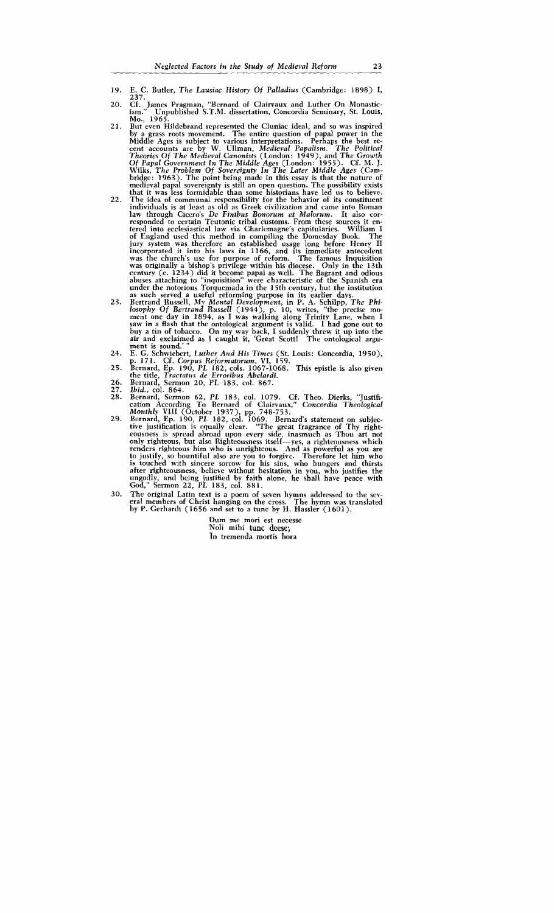19. E. C. Butler, *The Lausiac History Of Palladius* (Cambridge: 1898) I, 237.
20. Cf. James Pragman, "Bernard of Clairvaux and Luther On Monasticism." Unpublished S.T.M. dissertation, Concordia Seminary, St. Louis, Mo., 1965.
21. But even Hildebrand represented the Cluniac ideal, and so was inspired by a grass roots movement. The entire question of papal power in the Middle Ages is subject to various interpretations. Perhaps the best recent accounts are by W. Ullman, *Medieval Papalism. The Political Theories Of The Medieval Canonists* (London: 1949), and *The Growth Of Papal Government In The Middle Ages* (London: 1955). Cf. M. J. Wilks, *The Problem Of Sovereignty In The Later Middle Ages* (Cambridge: 1963). The point being made in this essay is that the nature of medieval papal sovereignty is still an open question. The possibility exists that it was less formidable than some historians have led us to believe.
22. The idea of communal responsibility for the behavior of its constituent individuals is at least as old as Greek civilization and came into Roman law through Cicero's *De Finibus Bonorum et Malorum*. It also corresponded to certain Teutonic tribal customs. From these sources it entered into ecclesiastical law via Charlemagne's capitularies. William I of England used this method in compiling the Domesday Book. The jury system was therefore an established usage long before Henry II incorporated it into his laws in 1166, and its immediate antecedent was the church's use for purpose of reform. The famous Inquisition was originally a bishop's privilege within his diocese. Only in the 13th century (c. 1234) did it become papal as well. The flagrant and odious abuses attaching to "inquisition" were characteristic of the Spanish era under the notorious Torquemada in the 15th century, but the institution as such served a useful reforming purpose in its earlier days.
23. Bertrand Russell, *My Mental Development*, in P. A. Schilpp, *The Philosophy Of Bertrand Russell* (1944), p. 10, writes, "the precise moment one day in 1894, as I was walking along Trinity Lane, when I saw in a flash that the ontological argument is valid. I had gone out to buy a tin of tobacco. On my way back, I suddenly threw it up into the air and exclaimed as I caught it, 'Great Scott! The ontological argument is sound.'"
24. E. G. Schwiebert, *Luther And His Times* (St. Louis: Concordia, 1950), p. 171. Cf. *Corpus Reformatorum*, VI, 159.
25. Bernard, Ep. 190, *PL* 182, cols. 1067-1068. This epistle is also given the title, *Tractatus de Erroribus Abelardi*.
26. Bernard, Sermon 20, *PL* 183, col. 867.
27. *Ibid.*, col. 864.
28. Bernard, Sermon 62, *PL* 183, col. 1079. Cf. Theo. Dierks, "Justification According To Bernard of Clairvaux," *Concordia Theological Monthly* VIII (October 1937), pp. 748-753.
29. Bernard, Ep. 190, *PL* 182, col. 1069. Bernard's statement on subjective justification is equally clear. "The great fragrance of Thy righteousness is spread abroad upon every side, inasmuch as Thou art not only righteous, but also Righteousness itself—yes, a righteousness which renders righteous him who is unrighteous. And as powerful as you are to justify, so bountiful also are you to forgive. Therefore let him who is touched with sincere sorrow for his sins, who hungers and thirsts after righteousness, believe without hesitation in you, who justifies the ungodly, and being justified by faith alone, he shall have peace with God," Sermon 22, *PL* 183, col. 881.
30. The original Latin text is a poem of seven hymns addressed to the several members of Christ hanging on the cross. The hymn was translated by P. Gerhardt (1656 and set to a tune by H. Hassler (1601).

    Dum me mori est necesse
    Noli mihi tunc deese;
    In tremenda mortis hora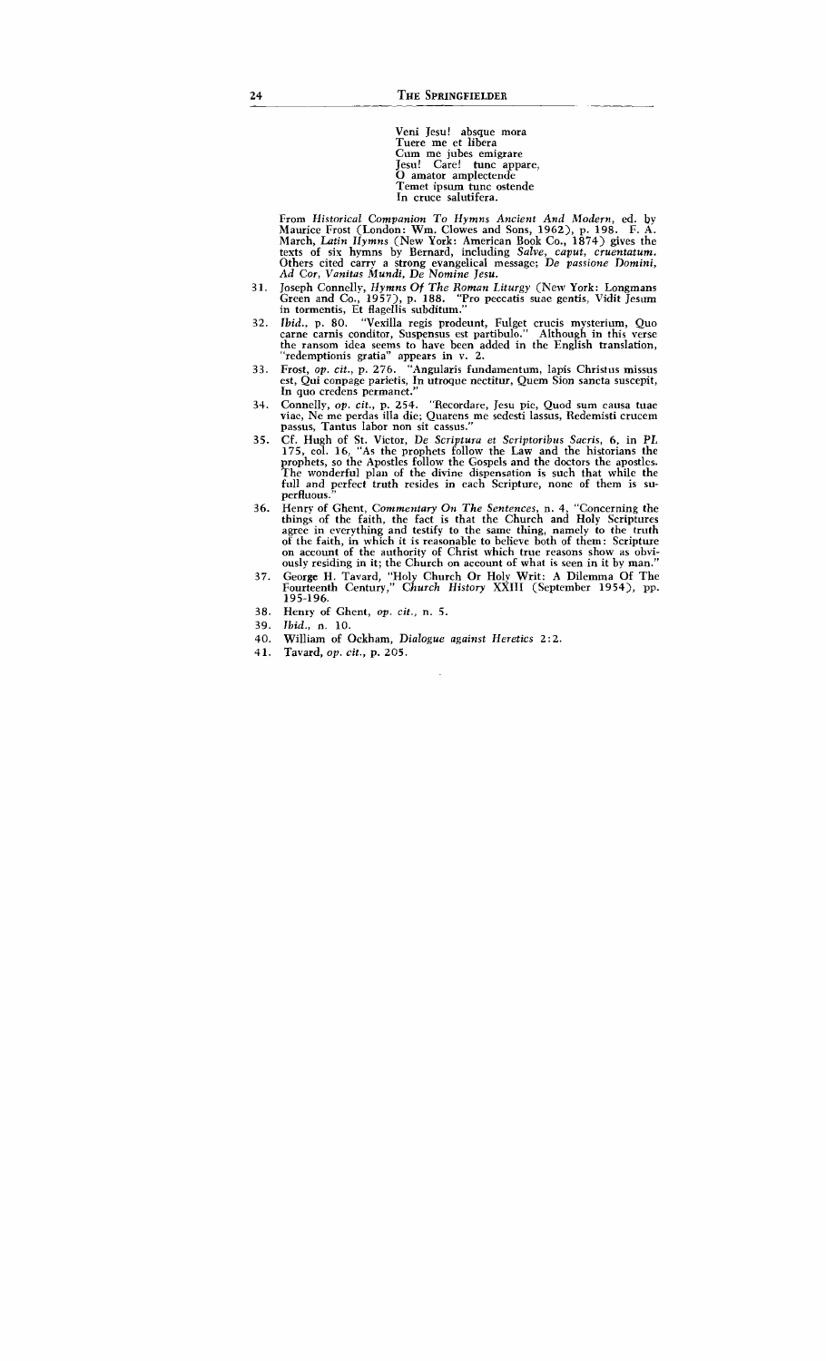Veni Jesu! absque mora  
Tuere me et libera  
Cum me jubes emigrare  
Jesu! Care! tunc appare,  
O amator amplectende  
Temet ipsum tunc ostende  
In cruce salutifera.

From *Historical Companion To Hymns Ancient And Modern*, ed. by Maurice Frost (London: Wm. Clowes and Sons, 1962), p. 198. F. A. March, *Latin Hymns* (New York: American Book Co., 1874) gives the texts of six hymns by Bernard, including *Salve, caput, cruentatum*. Others cited carry a strong evangelical message; *De passione Domini, Ad Cor, Vanitas Mundi, De Nomine Jesu.*

31. Joseph Connelly, *Hymns Of The Roman Liturgy* (New York: Longmans Green and Co., 1957), p. 188. "Pro peccatis suae gentis, Vidit Jesum in tormentis, Et flagellis subditum."
32. *Ibid.*, p. 80. "Vexilla regis prodeunt, Fulget crucis mysterium, Quo carne carnis conditor, Suspensus est partibulo." Although in this verse the ransom idea seems to have been added in the English translation, "redemptionis gratia" appears in v. 2.
33. Frost, *op. cit.*, p. 276. "Angularis fundamentum, lapis Christus missus est, Qui conpage parietis, In utroque nectitur, Quem Sion sancta suscepit, In quo credens permanet."
34. Connelly, *op. cit.*, p. 254. "Recordare, Jesu pie, Quod sum causa tuae viae, Ne me perdas illa die; Quarens me sedesti lassus, Redemisti crucem passus, Tantus labor non sit cassus."
35. Cf. Hugh of St. Victor, *De Scriptura et Scriptoribus Sacris*, 6, in *PL* 175, col. 16, "As the prophets follow the Law and the historians the prophets, so the Apostles follow the Gospels and the doctors the apostles. The wonderful plan of the divine dispensation is such that while the full and perfect truth resides in each Scripture, none of them is superfluous."
36. Henry of Ghent, *Commentary On The Sentences*, n. 4, "Concerning the things of the faith, the fact is that the Church and Holy Scriptures agree in everything and testify to the same thing, namely to the truth of the faith, in which it is reasonable to believe both of them: Scripture on account of the authority of Christ which true reasons show as obviously residing in it; the Church on account of what is seen in it by man."
37. George H. Tavard, "Holy Church Or Holy Writ: A Dilemma Of The Fourteenth Century," *Church History* XXIII (September 1954), pp. 195-196.
38. Henry of Ghent, *op. cit.*, n. 5.
39. *Ibid.*, n. 10.
40. William of Ockham, *Dialogue against Heretics* 2:2.
41. Tavard, *op. cit.*, p. 205.